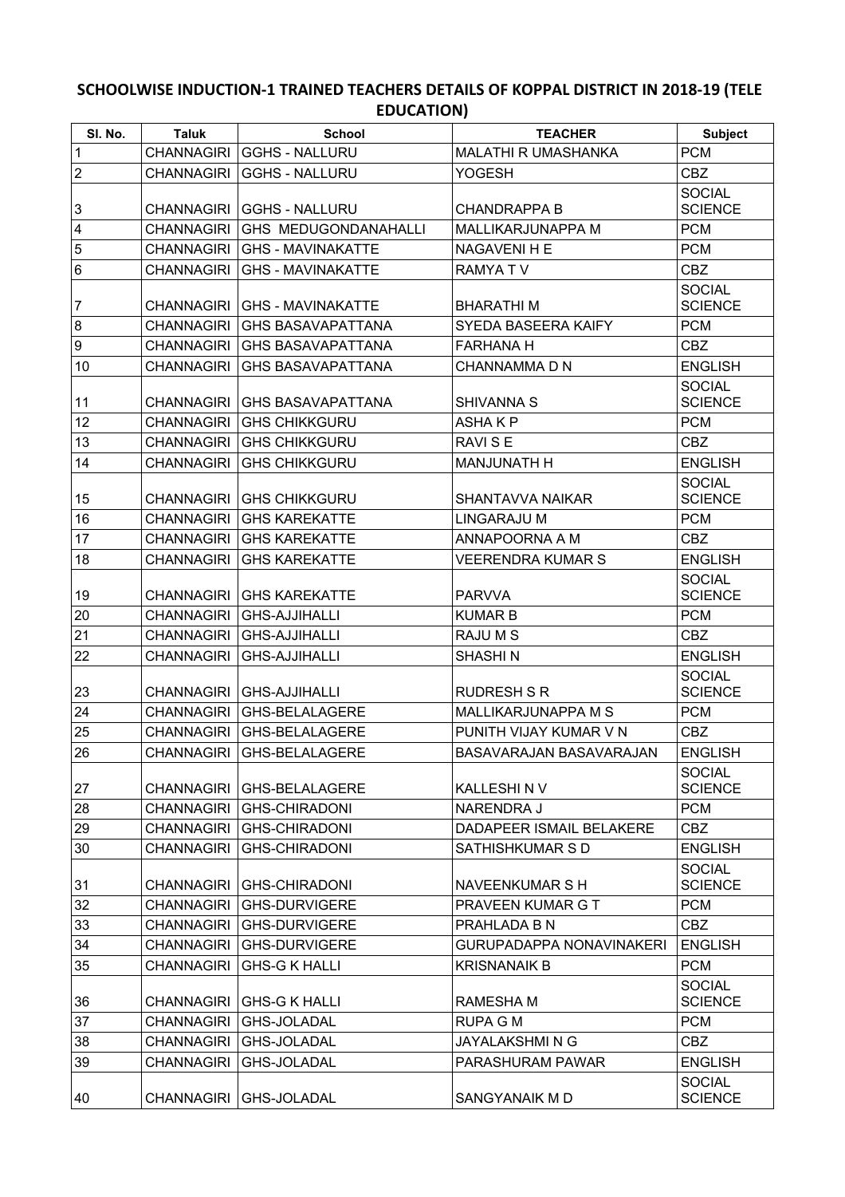# SCHOOLWISE INDUCTION-1 TRAINED TEACHERS DETAILS OF KOPPAL DISTRICT IN 2018-19 (TELE EDUCATION)

| Sl. No. | Taluk | School | TEACHER | Subject |
|---|---|---|---|---|
| 1 | CHANNAGIRI | GGHS - NALLURU | MALATHI R UMASHANKA | PCM |
| 2 | CHANNAGIRI | GGHS - NALLURU | YOGESH | CBZ |
| 3 | CHANNAGIRI | GGHS - NALLURU | CHANDRAPPA B | SOCIAL SCIENCE |
| 4 | CHANNAGIRI | GHS MEDUGONDANAHALLI | MALLIKARJUNAPPA M | PCM |
| 5 | CHANNAGIRI | GHS - MAVINAKATTE | NAGAVENI H E | PCM |
| 6 | CHANNAGIRI | GHS - MAVINAKATTE | RAMYA T V | CBZ |
| 7 | CHANNAGIRI | GHS - MAVINAKATTE | BHARATHI M | SOCIAL SCIENCE |
| 8 | CHANNAGIRI | GHS BASAVAPATTANA | SYEDA BASEERA KAIFY | PCM |
| 9 | CHANNAGIRI | GHS BASAVAPATTANA | FARHANA H | CBZ |
| 10 | CHANNAGIRI | GHS BASAVAPATTANA | CHANNAMMA D N | ENGLISH |
| 11 | CHANNAGIRI | GHS BASAVAPATTANA | SHIVANNA S | SOCIAL SCIENCE |
| 12 | CHANNAGIRI | GHS CHIKKGURU | ASHA K P | PCM |
| 13 | CHANNAGIRI | GHS CHIKKGURU | RAVI S E | CBZ |
| 14 | CHANNAGIRI | GHS CHIKKGURU | MANJUNATH H | ENGLISH |
| 15 | CHANNAGIRI | GHS CHIKKGURU | SHANTAVVA NAIKAR | SOCIAL SCIENCE |
| 16 | CHANNAGIRI | GHS KAREKATTE | LINGARAJU M | PCM |
| 17 | CHANNAGIRI | GHS KAREKATTE | ANNAPOORNA A M | CBZ |
| 18 | CHANNAGIRI | GHS KAREKATTE | VEERENDRA KUMAR S | ENGLISH |
| 19 | CHANNAGIRI | GHS KAREKATTE | PARVVA | SOCIAL SCIENCE |
| 20 | CHANNAGIRI | GHS-AJJIHALLI | KUMAR B | PCM |
| 21 | CHANNAGIRI | GHS-AJJIHALLI | RAJU M S | CBZ |
| 22 | CHANNAGIRI | GHS-AJJIHALLI | SHASHI N | ENGLISH |
| 23 | CHANNAGIRI | GHS-AJJIHALLI | RUDRESH S R | SOCIAL SCIENCE |
| 24 | CHANNAGIRI | GHS-BELALAGERE | MALLIKARJUNAPPA M S | PCM |
| 25 | CHANNAGIRI | GHS-BELALAGERE | PUNITH VIJAY KUMAR V N | CBZ |
| 26 | CHANNAGIRI | GHS-BELALAGERE | BASAVARAJAN BASAVARAJAN | ENGLISH |
| 27 | CHANNAGIRI | GHS-BELALAGERE | KALLESHI N V | SOCIAL SCIENCE |
| 28 | CHANNAGIRI | GHS-CHIRADONI | NARENDRA J | PCM |
| 29 | CHANNAGIRI | GHS-CHIRADONI | DADAPEER ISMAIL BELAKERE | CBZ |
| 30 | CHANNAGIRI | GHS-CHIRADONI | SATHISHKUMAR S D | ENGLISH |
| 31 | CHANNAGIRI | GHS-CHIRADONI | NAVEENKUMAR S H | SOCIAL SCIENCE |
| 32 | CHANNAGIRI | GHS-DURVIGERE | PRAVEEN KUMAR G T | PCM |
| 33 | CHANNAGIRI | GHS-DURVIGERE | PRAHLADA B N | CBZ |
| 34 | CHANNAGIRI | GHS-DURVIGERE | GURUPADAPPA NONAVINAKERI | ENGLISH |
| 35 | CHANNAGIRI | GHS-G K HALLI | KRISNANAIK B | PCM |
| 36 | CHANNAGIRI | GHS-G K HALLI | RAMESHA M | SOCIAL SCIENCE |
| 37 | CHANNAGIRI | GHS-JOLADAL | RUPA G M | PCM |
| 38 | CHANNAGIRI | GHS-JOLADAL | JAYALAKSHMI N G | CBZ |
| 39 | CHANNAGIRI | GHS-JOLADAL | PARASHURAM PAWAR | ENGLISH |
| 40 | CHANNAGIRI | GHS-JOLADAL | SANGYANAIK M D | SOCIAL SCIENCE |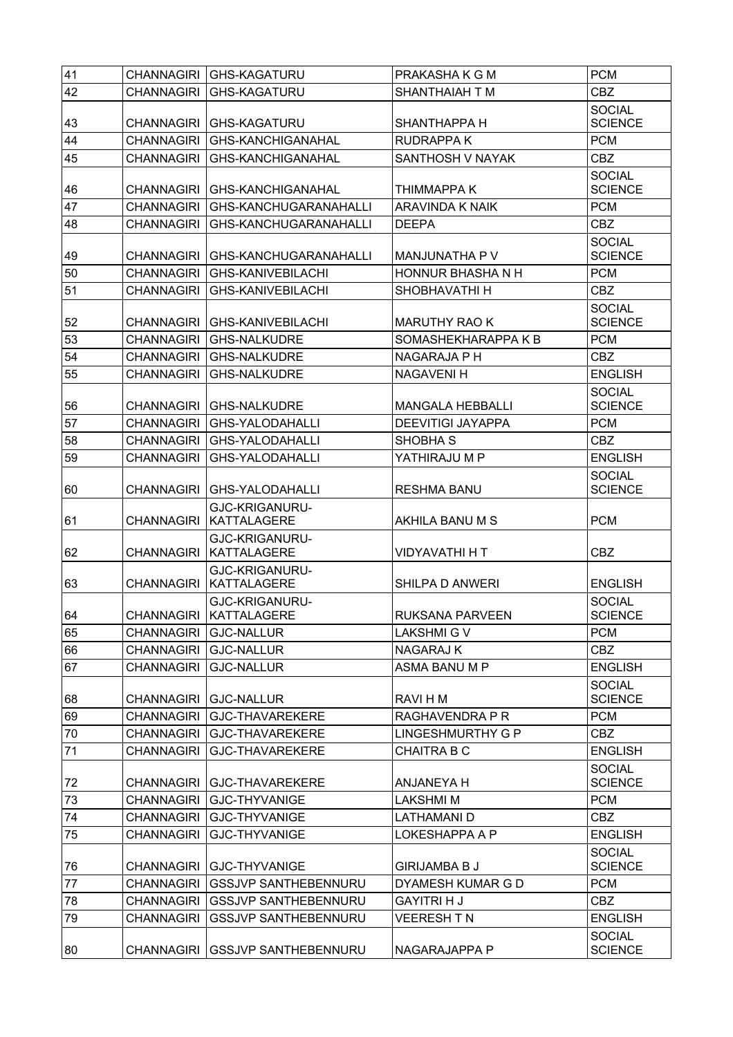| 41 | CHANNAGIRI | GHS-KAGATURU | PRAKASHA K G M | PCM |
|---|---|---|---|---|
| 42 | CHANNAGIRI | GHS-KAGATURU | SHANTHAIAH T M | CBZ |
| 43 | CHANNAGIRI | GHS-KAGATURU | SHANTHAPPA H | SOCIAL SCIENCE |
| 44 | CHANNAGIRI | GHS-KANCHIGANAHAL | RUDRAPPA K | PCM |
| 45 | CHANNAGIRI | GHS-KANCHIGANAHAL | SANTHOSH V NAYAK | CBZ |
| 46 | CHANNAGIRI | GHS-KANCHIGANAHAL | THIMMAPPA K | SOCIAL SCIENCE |
| 47 | CHANNAGIRI | GHS-KANCHUGARANAHALLI | ARAVINDA K NAIK | PCM |
| 48 | CHANNAGIRI | GHS-KANCHUGARANAHALLI | DEEPA | CBZ |
| 49 | CHANNAGIRI | GHS-KANCHUGARANAHALLI | MANJUNATHA P V | SOCIAL SCIENCE |
| 50 | CHANNAGIRI | GHS-KANIVEBILACHI | HONNUR BHASHA N H | PCM |
| 51 | CHANNAGIRI | GHS-KANIVEBILACHI | SHOBHAVATHI H | CBZ |
| 52 | CHANNAGIRI | GHS-KANIVEBILACHI | MARUTHY RAO K | SOCIAL SCIENCE |
| 53 | CHANNAGIRI | GHS-NALKUDRE | SOMASHEKHARAPPA K B | PCM |
| 54 | CHANNAGIRI | GHS-NALKUDRE | NAGARAJA P H | CBZ |
| 55 | CHANNAGIRI | GHS-NALKUDRE | NAGAVENI H | ENGLISH |
| 56 | CHANNAGIRI | GHS-NALKUDRE | MANGALA HEBBALLI | SOCIAL SCIENCE |
| 57 | CHANNAGIRI | GHS-YALODAHALLI | DEEVITIGI JAYAPPA | PCM |
| 58 | CHANNAGIRI | GHS-YALODAHALLI | SHOBHA S | CBZ |
| 59 | CHANNAGIRI | GHS-YALODAHALLI | YATHIRAJU M P | ENGLISH |
| 60 | CHANNAGIRI | GHS-YALODAHALLI | RESHMA BANU | SOCIAL SCIENCE |
| 61 | CHANNAGIRI | GJC-KRIGANURU-KATTALAGERE | AKHILA BANU M S | PCM |
| 62 | CHANNAGIRI | GJC-KRIGANURU-KATTALAGERE | VIDYAVATHI H T | CBZ |
| 63 | CHANNAGIRI | GJC-KRIGANURU-KATTALAGERE | SHILPA D ANWERI | ENGLISH |
| 64 | CHANNAGIRI | GJC-KRIGANURU-KATTALAGERE | RUKSANA PARVEEN | SOCIAL SCIENCE |
| 65 | CHANNAGIRI | GJC-NALLUR | LAKSHMI G V | PCM |
| 66 | CHANNAGIRI | GJC-NALLUR | NAGARAJ K | CBZ |
| 67 | CHANNAGIRI | GJC-NALLUR | ASMA BANU M P | ENGLISH |
| 68 | CHANNAGIRI | GJC-NALLUR | RAVI H M | SOCIAL SCIENCE |
| 69 | CHANNAGIRI | GJC-THAVAREKERE | RAGHAVENDRA P R | PCM |
| 70 | CHANNAGIRI | GJC-THAVAREKERE | LINGESHMURTHY G P | CBZ |
| 71 | CHANNAGIRI | GJC-THAVAREKERE | CHAITRA B C | ENGLISH |
| 72 | CHANNAGIRI | GJC-THAVAREKERE | ANJANEYA H | SOCIAL SCIENCE |
| 73 | CHANNAGIRI | GJC-THYVANIGE | LAKSHMI M | PCM |
| 74 | CHANNAGIRI | GJC-THYVANIGE | LATHAMANI D | CBZ |
| 75 | CHANNAGIRI | GJC-THYVANIGE | LOKESHAPPA A P | ENGLISH |
| 76 | CHANNAGIRI | GJC-THYVANIGE | GIRIJAMBA B J | SOCIAL SCIENCE |
| 77 | CHANNAGIRI | GSSJVP SANTHEBENNURU | DYAMESH KUMAR G D | PCM |
| 78 | CHANNAGIRI | GSSJVP SANTHEBENNURU | GAYITRI H J | CBZ |
| 79 | CHANNAGIRI | GSSJVP SANTHEBENNURU | VEERESH T N | ENGLISH |
| 80 | CHANNAGIRI | GSSJVP SANTHEBENNURU | NAGARAJAPPA P | SOCIAL SCIENCE |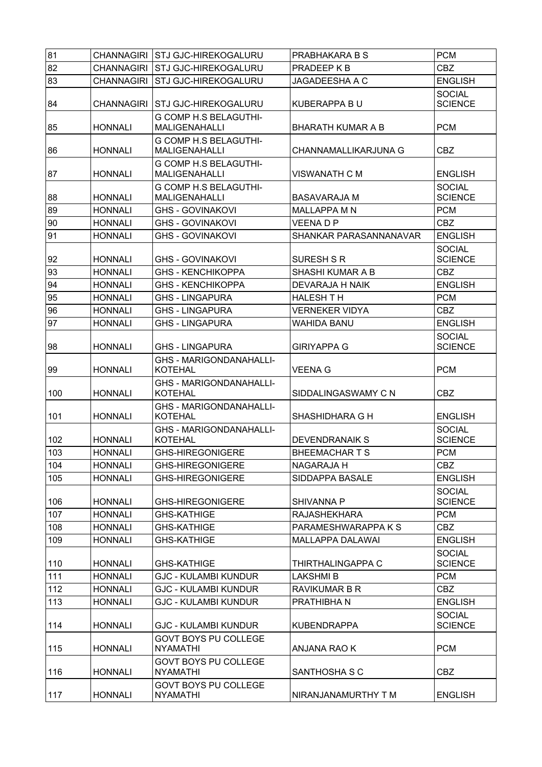| 81 | CHANNAGIRI | STJ GJC-HIREKOGALURU | PRABHAKARA B S | PCM |
|---|---|---|---|---|
| 82 | CHANNAGIRI | STJ GJC-HIREKOGALURU | PRADEEP K B | CBZ |
| 83 | CHANNAGIRI | STJ GJC-HIREKOGALURU | JAGADEESHA A C | ENGLISH |
| 84 | CHANNAGIRI | STJ GJC-HIREKOGALURU | KUBERAPPA B U | SOCIAL SCIENCE |
| 85 | HONNALI | G COMP H.S BELAGUTHI-MALIGENAHALLI | BHARATH KUMAR A B | PCM |
| 86 | HONNALI | G COMP H.S BELAGUTHI-MALIGENAHALLI | CHANNAMALLIKARJUNA G | CBZ |
| 87 | HONNALI | G COMP H.S BELAGUTHI-MALIGENAHALLI | VISWANATH C M | ENGLISH |
| 88 | HONNALI | G COMP H.S BELAGUTHI-MALIGENAHALLI | BASAVARAJA M | SOCIAL SCIENCE |
| 89 | HONNALI | GHS - GOVINAKOVI | MALLAPPA M N | PCM |
| 90 | HONNALI | GHS - GOVINAKOVI | VEENA D P | CBZ |
| 91 | HONNALI | GHS - GOVINAKOVI | SHANKAR PARASANNANAVAR | ENGLISH |
| 92 | HONNALI | GHS - GOVINAKOVI | SURESH S R | SOCIAL SCIENCE |
| 93 | HONNALI | GHS - KENCHIKOPPA | SHASHI KUMAR A B | CBZ |
| 94 | HONNALI | GHS - KENCHIKOPPA | DEVARAJA H NAIK | ENGLISH |
| 95 | HONNALI | GHS - LINGAPURA | HALESH T H | PCM |
| 96 | HONNALI | GHS - LINGAPURA | VERNEKER VIDYA | CBZ |
| 97 | HONNALI | GHS - LINGAPURA | WAHIDA BANU | ENGLISH |
| 98 | HONNALI | GHS - LINGAPURA | GIRIYAPPA G | SOCIAL SCIENCE |
| 99 | HONNALI | GHS - MARIGONDANAHALLI-KOTEHAL | VEENA G | PCM |
| 100 | HONNALI | GHS - MARIGONDANAHALLI-KOTEHAL | SIDDALINGASWAMY C N | CBZ |
| 101 | HONNALI | GHS - MARIGONDANAHALLI-KOTEHAL | SHASHIDHARA G H | ENGLISH |
| 102 | HONNALI | GHS - MARIGONDANAHALLI-KOTEHAL | DEVENDRANAIK S | SOCIAL SCIENCE |
| 103 | HONNALI | GHS-HIREGONIGERE | BHEEMACHAR T S | PCM |
| 104 | HONNALI | GHS-HIREGONIGERE | NAGARAJA H | CBZ |
| 105 | HONNALI | GHS-HIREGONIGERE | SIDDAPPA BASALE | ENGLISH |
| 106 | HONNALI | GHS-HIREGONIGERE | SHIVANNA P | SOCIAL SCIENCE |
| 107 | HONNALI | GHS-KATHIGE | RAJASHEKHARA | PCM |
| 108 | HONNALI | GHS-KATHIGE | PARAMESHWARAPPA K S | CBZ |
| 109 | HONNALI | GHS-KATHIGE | MALLAPPA DALAWAI | ENGLISH |
| 110 | HONNALI | GHS-KATHIGE | THIRTHALINGAPPA C | SOCIAL SCIENCE |
| 111 | HONNALI | GJC - KULAMBI KUNDUR | LAKSHMI B | PCM |
| 112 | HONNALI | GJC - KULAMBI KUNDUR | RAVIKUMAR B R | CBZ |
| 113 | HONNALI | GJC - KULAMBI KUNDUR | PRATHIBHA N | ENGLISH |
| 114 | HONNALI | GJC - KULAMBI KUNDUR | KUBENDRAPPA | SOCIAL SCIENCE |
| 115 | HONNALI | GOVT BOYS PU COLLEGE NYAMATHI | ANJANA RAO K | PCM |
| 116 | HONNALI | GOVT BOYS PU COLLEGE NYAMATHI | SANTHOSHA S C | CBZ |
| 117 | HONNALI | GOVT BOYS PU COLLEGE NYAMATHI | NIRANJANAMURTHY T M | ENGLISH |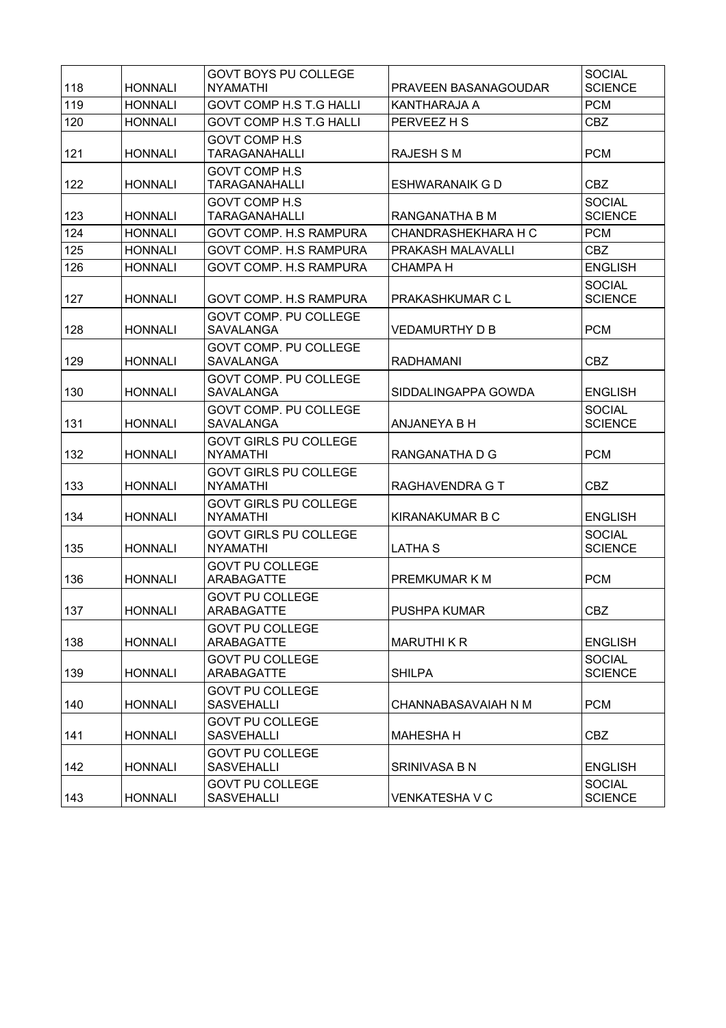| | | | | |
|---|---|---|---|---|
| 118 | HONNALI | GOVT BOYS PU COLLEGE NYAMATHI | PRAVEEN BASANAGOUDAR | SOCIAL SCIENCE |
| 119 | HONNALI | GOVT COMP H.S T.G HALLI | KANTHARAJA A | PCM |
| 120 | HONNALI | GOVT COMP H.S T.G HALLI | PERVEEZ H S | CBZ |
| 121 | HONNALI | GOVT COMP H.S TARAGANAHALLI | RAJESH S M | PCM |
| 122 | HONNALI | GOVT COMP H.S TARAGANAHALLI | ESHWARANAIK G D | CBZ |
| 123 | HONNALI | GOVT COMP H.S TARAGANAHALLI | RANGANATHA B M | SOCIAL SCIENCE |
| 124 | HONNALI | GOVT COMP. H.S RAMPURA | CHANDRASHEKHARA H C | PCM |
| 125 | HONNALI | GOVT COMP. H.S RAMPURA | PRAKASH MALAVALLI | CBZ |
| 126 | HONNALI | GOVT COMP. H.S RAMPURA | CHAMPA H | ENGLISH |
| 127 | HONNALI | GOVT COMP. H.S RAMPURA | PRAKASHKUMAR C L | SOCIAL SCIENCE |
| 128 | HONNALI | GOVT COMP. PU COLLEGE SAVALANGA | VEDAMURTHY D B | PCM |
| 129 | HONNALI | GOVT COMP. PU COLLEGE SAVALANGA | RADHAMANI | CBZ |
| 130 | HONNALI | GOVT COMP. PU COLLEGE SAVALANGA | SIDDALINGAPPA GOWDA | ENGLISH |
| 131 | HONNALI | GOVT COMP. PU COLLEGE SAVALANGA | ANJANEYA B H | SOCIAL SCIENCE |
| 132 | HONNALI | GOVT GIRLS PU COLLEGE NYAMATHI | RANGANATHA D G | PCM |
| 133 | HONNALI | GOVT GIRLS PU COLLEGE NYAMATHI | RAGHAVENDRA G T | CBZ |
| 134 | HONNALI | GOVT GIRLS PU COLLEGE NYAMATHI | KIRANAKUMAR B C | ENGLISH |
| 135 | HONNALI | GOVT GIRLS PU COLLEGE NYAMATHI | LATHA S | SOCIAL SCIENCE |
| 136 | HONNALI | GOVT PU COLLEGE ARABAGATTE | PREMKUMAR K M | PCM |
| 137 | HONNALI | GOVT PU COLLEGE ARABAGATTE | PUSHPA KUMAR | CBZ |
| 138 | HONNALI | GOVT PU COLLEGE ARABAGATTE | MARUTHI K R | ENGLISH |
| 139 | HONNALI | GOVT PU COLLEGE ARABAGATTE | SHILPA | SOCIAL SCIENCE |
| 140 | HONNALI | GOVT PU COLLEGE SASVEHALLI | CHANNABASAVAIAH N M | PCM |
| 141 | HONNALI | GOVT PU COLLEGE SASVEHALLI | MAHESHA H | CBZ |
| 142 | HONNALI | GOVT PU COLLEGE SASVEHALLI | SRINIVASA B N | ENGLISH |
| 143 | HONNALI | GOVT PU COLLEGE SASVEHALLI | VENKATESHA V C | SOCIAL SCIENCE |